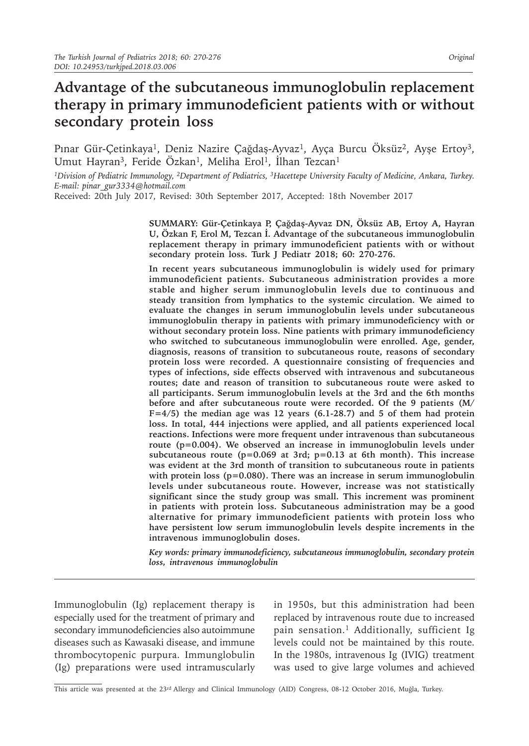Original

# Advantage of the subcutaneous immunoglobulin replacement therapy in primary immunodeficient patients with or without secondary protein loss

Pınar Gür-Çetinkaya[1], Deniz Nazire Çağdaş-Ayvaz[1], Ayça Burcu Öksüz[2], Ayşe Ertoy[3], Umut Hayran[3], Feride Özkan[1], Meliha Erol[1], İlhan Tezcan[1]

*[1]Division of Pediatric Immunology, [2]Department of Pediatrics, [3]Hacettepe University Faculty of Medicine, Ankara, Turkey. E-mail: pinar_gur3334@hotmail.com*

Received: 20th July 2017, Revised: 30th September 2017, Accepted: 18th November 2017

**SUMMARY: Gür-Çetinkaya P, Çağdaş-Ayvaz DN, Öksüz AB, Ertoy A, Hayran U, Özkan F, Erol M, Tezcan İ. Advantage of the subcutaneous immunoglobulin replacement therapy in primary immunodeficient patients with or without secondary protein loss. Turk J Pediatr 2018; 60: 270-276.**

**In recent years subcutaneous immunoglobulin is widely used for primary immunodeficient patients. Subcutaneous administration provides a more stable and higher serum immunoglobulin levels due to continuous and steady transition from lymphatics to the systemic circulation. We aimed to evaluate the changes in serum immunoglobulin levels under subcutaneous immunoglobulin therapy in patients with primary immunodeficiency with or without secondary protein loss. Nine patients with primary immunodeficiency who switched to subcutaneous immunoglobulin were enrolled. Age, gender, diagnosis, reasons of transition to subcutaneous route, reasons of secondary protein loss were recorded. A questionnaire consisting of frequencies and types of infections, side effects observed with intravenous and subcutaneous routes; date and reason of transition to subcutaneous route were asked to all participants. Serum immunoglobulin levels at the 3rd and the 6th months before and after subcutaneous route were recorded. Of the 9 patients (M/F=4/5) the median age was 12 years (6.1-28.7) and 5 of them had protein loss. In total, 444 injections were applied, and all patients experienced local reactions. Infections were more frequent under intravenous than subcutaneous route (p=0.004). We observed an increase in immunoglobulin levels under subcutaneous route (p=0.069 at 3rd; p=0.13 at 6th month). This increase was evident at the 3rd month of transition to subcutaneous route in patients with protein loss (p=0.080). There was an increase in serum immunoglobulin levels under subcutaneous route. However, increase was not statistically significant since the study group was small. This increment was prominent in patients with protein loss. Subcutaneous administration may be a good alternative for primary immunodeficient patients with protein loss who have persistent low serum immunoglobulin levels despite increments in the intravenous immunoglobulin doses.**

***Key words:** primary immunodeficiency, subcutaneous immunoglobulin, secondary protein loss, intravenous immunoglobulin*

---

Immunoglobulin (Ig) replacement therapy is especially used for the treatment of primary and secondary immunodeficiencies also autoimmune diseases such as Kawasaki disease, and immune thrombocytopenic purpura. Immunglobulin (Ig) preparations were used intramuscularly in 1950s, but this administration had been replaced by intravenous route due to increased pain sensation.[1] Additionally, sufficient Ig levels could not be maintained by this route. In the 1980s, intravenous Ig (IVIG) treatment was used to give large volumes and achieved

This article was presented at the 23rd Allergy and Clinical Immunology (AID) Congress, 08-12 October 2016, Muğla, Turkey.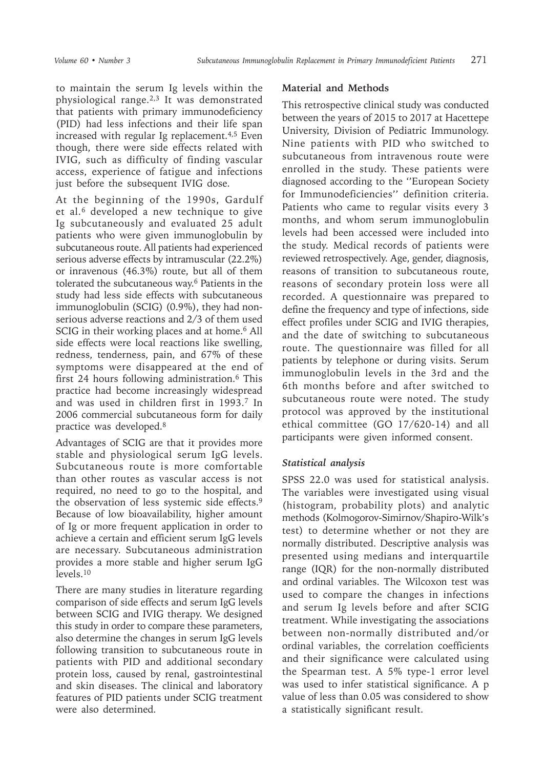to maintain the serum Ig levels within the physiological range.[2,3] It was demonstrated that patients with primary immunodeficiency (PID) had less infections and their life span increased with regular Ig replacement.[4,5] Even though, there were side effects related with IVIG, such as difficulty of finding vascular access, experience of fatigue and infections just before the subsequent IVIG dose.

At the beginning of the 1990s, Gardulf et al.[6] developed a new technique to give Ig subcutaneously and evaluated 25 adult patients who were given immunoglobulin by subcutaneous route. All patients had experienced serious adverse effects by intramuscular (22.2%) or inravenous (46.3%) route, but all of them tolerated the subcutaneous way.[6] Patients in the study had less side effects with subcutaneous immunoglobulin (SCIG) (0.9%), they had non-serious adverse reactions and 2/3 of them used SCIG in their working places and at home.[6] All side effects were local reactions like swelling, redness, tenderness, pain, and 67% of these symptoms were disappeared at the end of first 24 hours following administration.[6] This practice had become increasingly widespread and was used in children first in 1993.[7] In 2006 commercial subcutaneous form for daily practice was developed.[8]

Advantages of SCIG are that it provides more stable and physiological serum IgG levels. Subcutaneous route is more comfortable than other routes as vascular access is not required, no need to go to the hospital, and the observation of less systemic side effects.[9] Because of low bioavailability, higher amount of Ig or more frequent application in order to achieve a certain and efficient serum IgG levels are necessary. Subcutaneous administration provides a more stable and higher serum IgG levels.[10]

There are many studies in literature regarding comparison of side effects and serum IgG levels between SCIG and IVIG therapy. We designed this study in order to compare these parameters, also determine the changes in serum IgG levels following transition to subcutaneous route in patients with PID and additional secondary protein loss, caused by renal, gastrointestinal and skin diseases. The clinical and laboratory features of PID patients under SCIG treatment were also determined.

## Material and Methods

This retrospective clinical study was conducted between the years of 2015 to 2017 at Hacettepe University, Division of Pediatric Immunology. Nine patients with PID who switched to subcutaneous from intravenous route were enrolled in the study. These patients were diagnosed according to the ''European Society for Immunodeficiencies'' definition criteria. Patients who came to regular visits every 3 months, and whom serum immunoglobulin levels had been accessed were included into the study. Medical records of patients were reviewed retrospectively. Age, gender, diagnosis, reasons of transition to subcutaneous route, reasons of secondary protein loss were all recorded. A questionnaire was prepared to define the frequency and type of infections, side effect profiles under SCIG and IVIG therapies, and the date of switching to subcutaneous route. The questionnaire was filled for all patients by telephone or during visits. Serum immunoglobulin levels in the 3rd and the 6th months before and after switched to subcutaneous route were noted. The study protocol was approved by the institutional ethical committee (GO 17/620-14) and all participants were given informed consent.

### *Statistical analysis*

SPSS 22.0 was used for statistical analysis. The variables were investigated using visual (histogram, probability plots) and analytic methods (Kolmogorov-Simirnov/Shapiro-Wilk's test) to determine whether or not they are normally distributed. Descriptive analysis was presented using medians and interquartile range (IQR) for the non-normally distributed and ordinal variables. The Wilcoxon test was used to compare the changes in infections and serum Ig levels before and after SCIG treatment. While investigating the associations between non-normally distributed and/or ordinal variables, the correlation coefficients and their significance were calculated using the Spearman test. A 5% type-1 error level was used to infer statistical significance. A p value of less than 0.05 was considered to show a statistically significant result.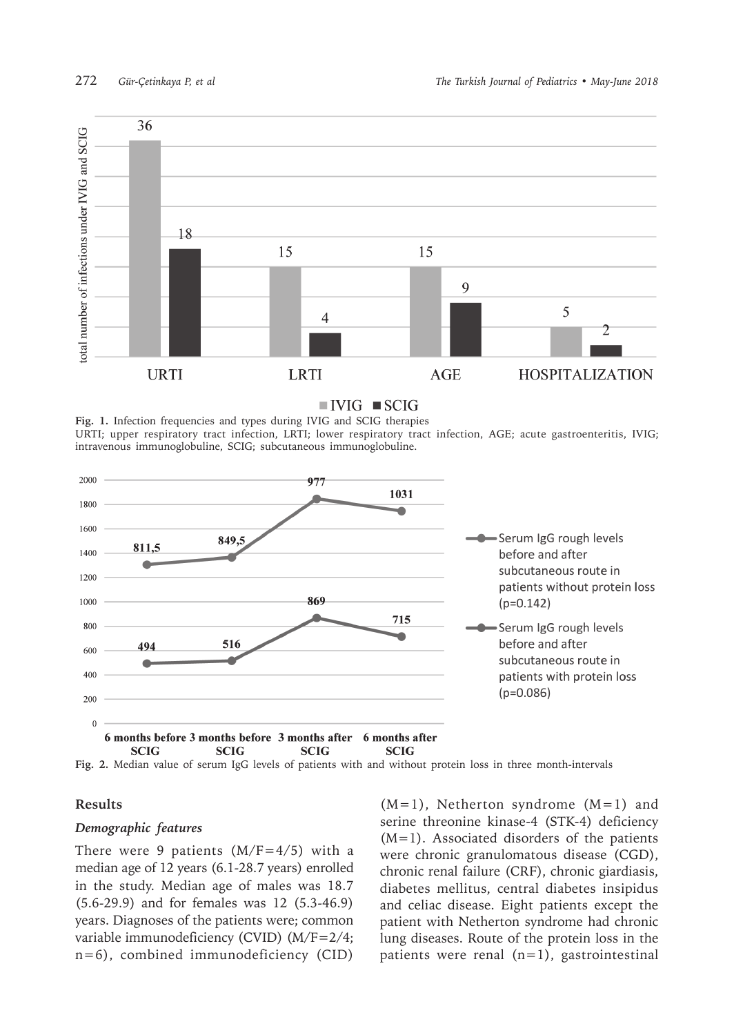Fig. 1. Infection frequencies and types during IVIG and SCIG therapies
URTI; upper respiratory tract infection, LRTI; lower respiratory tract infection, AGE; acute gastroenteritis, IVIG; intravenous immunoglobuline, SCIG; subcutaneous immunoglobuline.

Fig. 2. Median value of serum IgG levels of patients with and without protein loss in three month-intervals

## Results

### *Demographic features*

There were 9 patients (M/F=4/5) with a median age of 12 years (6.1-28.7 years) enrolled in the study. Median age of males was 18.7 (5.6-29.9) and for females was 12 (5.3-46.9) years. Diagnoses of the patients were; common variable immunodeficiency (CVID) (M/F=2/4; n=6), combined immunodeficiency (CID) (M=1), Netherton syndrome (M=1) and serine threonine kinase-4 (STK-4) deficiency (M=1). Associated disorders of the patients were chronic granulomatous disease (CGD), chronic renal failure (CRF), chronic giardiasis, diabetes mellitus, central diabetes insipidus and celiac disease. Eight patients except the patient with Netherton syndrome had chronic lung diseases. Route of the protein loss in the patients were renal (n=1), gastrointestinal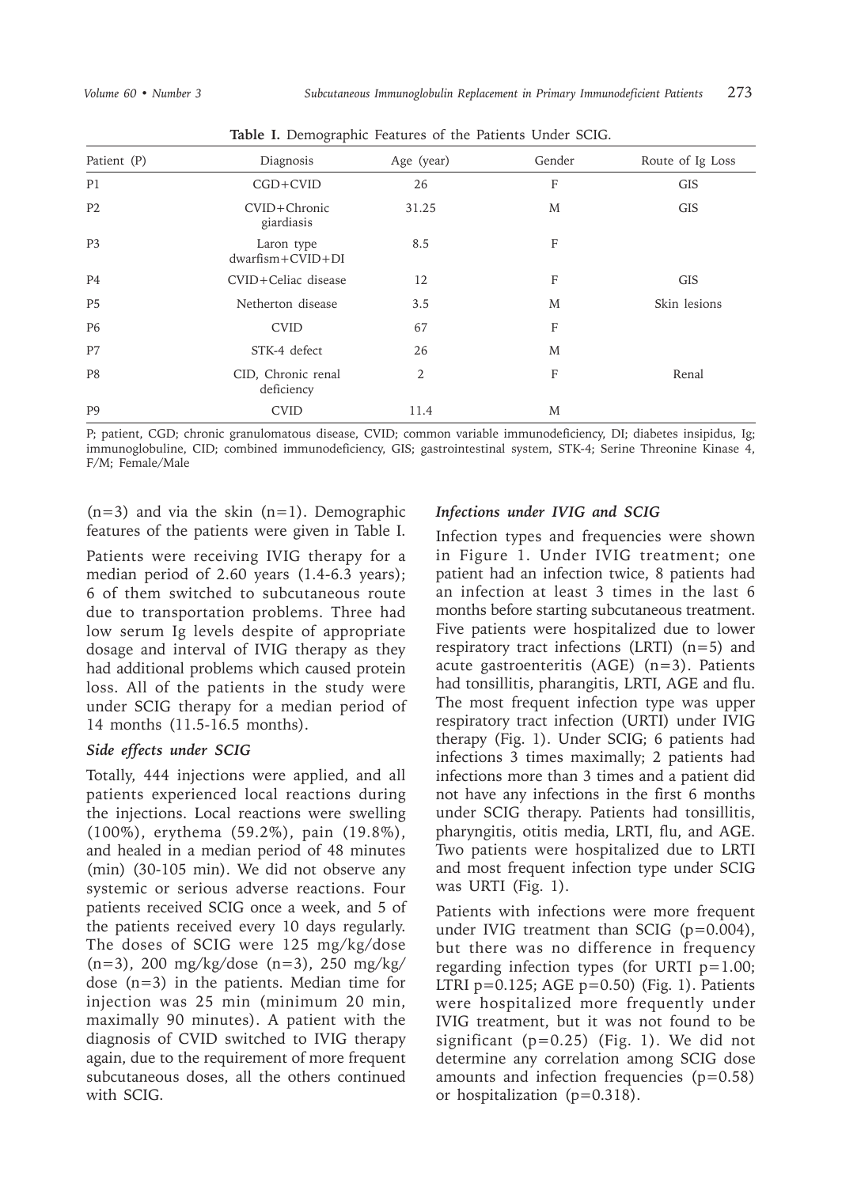**Table I.** Demographic Features of the Patients Under SCIG.

| Patient (P) | Diagnosis | Age (year) | Gender | Route of Ig Loss |
|---|---|---|---|---|
| P1 | CGD+CVID | 26 | F | GIS |
| P2 | CVID+Chronic giardiasis | 31.25 | M | GIS |
| P3 | Laron type dwarfism+CVID+DI | 8.5 | F | |
| P4 | CVID+Celiac disease | 12 | F | GIS |
| P5 | Netherton disease | 3.5 | M | Skin lesions |
| P6 | CVID | 67 | F | |
| P7 | STK-4 defect | 26 | M | |
| P8 | CID, Chronic renal deficiency | 2 | F | Renal |
| P9 | CVID | 11.4 | M | |

P; patient, CGD; chronic granulomatous disease, CVID; common variable immunodeficiency, DI; diabetes insipidus, Ig; immunoglobuline, CID; combined immunodeficiency, GIS; gastrointestinal system, STK-4; Serine Threonine Kinase 4, F/M; Female/Male

(n=3) and via the skin (n=1). Demographic features of the patients were given in Table I.

Patients were receiving IVIG therapy for a median period of 2.60 years (1.4-6.3 years); 6 of them switched to subcutaneous route due to transportation problems. Three had low serum Ig levels despite of appropriate dosage and interval of IVIG therapy as they had additional problems which caused protein loss. All of the patients in the study were under SCIG therapy for a median period of 14 months (11.5-16.5 months).

### *Side effects under SCIG*

Totally, 444 injections were applied, and all patients experienced local reactions during the injections. Local reactions were swelling (100%), erythema (59.2%), pain (19.8%), and healed in a median period of 48 minutes (min) (30-105 min). We did not observe any systemic or serious adverse reactions. Four patients received SCIG once a week, and 5 of the patients received every 10 days regularly. The doses of SCIG were 125 mg/kg/dose (n=3), 200 mg/kg/dose (n=3), 250 mg/kg/dose (n=3) in the patients. Median time for injection was 25 min (minimum 20 min, maximally 90 minutes). A patient with the diagnosis of CVID switched to IVIG therapy again, due to the requirement of more frequent subcutaneous doses, all the others continued with SCIG.

### *Infections under IVIG and SCIG*

Infection types and frequencies were shown in Figure 1. Under IVIG treatment; one patient had an infection twice, 8 patients had an infection at least 3 times in the last 6 months before starting subcutaneous treatment. Five patients were hospitalized due to lower respiratory tract infections (LRTI) (n=5) and acute gastroenteritis (AGE) (n=3). Patients had tonsillitis, pharangitis, LRTI, AGE and flu. The most frequent infection type was upper respiratory tract infection (URTI) under IVIG therapy (Fig. 1). Under SCIG; 6 patients had infections 3 times maximally; 2 patients had infections more than 3 times and a patient did not have any infections in the first 6 months under SCIG therapy. Patients had tonsillitis, pharyngitis, otitis media, LRTI, flu, and AGE. Two patients were hospitalized due to LRTI and most frequent infection type under SCIG was URTI (Fig. 1).

Patients with infections were more frequent under IVIG treatment than SCIG ($p=0.004$), but there was no difference in frequency regarding infection types (for URTI $p=1.00$; LTRI $p=0.125$; AGE $p=0.50$) (Fig. 1). Patients were hospitalized more frequently under IVIG treatment, but it was not found to be significant ($p=0.25$) (Fig. 1). We did not determine any correlation among SCIG dose amounts and infection frequencies ($p=0.58$) or hospitalization ($p=0.318$).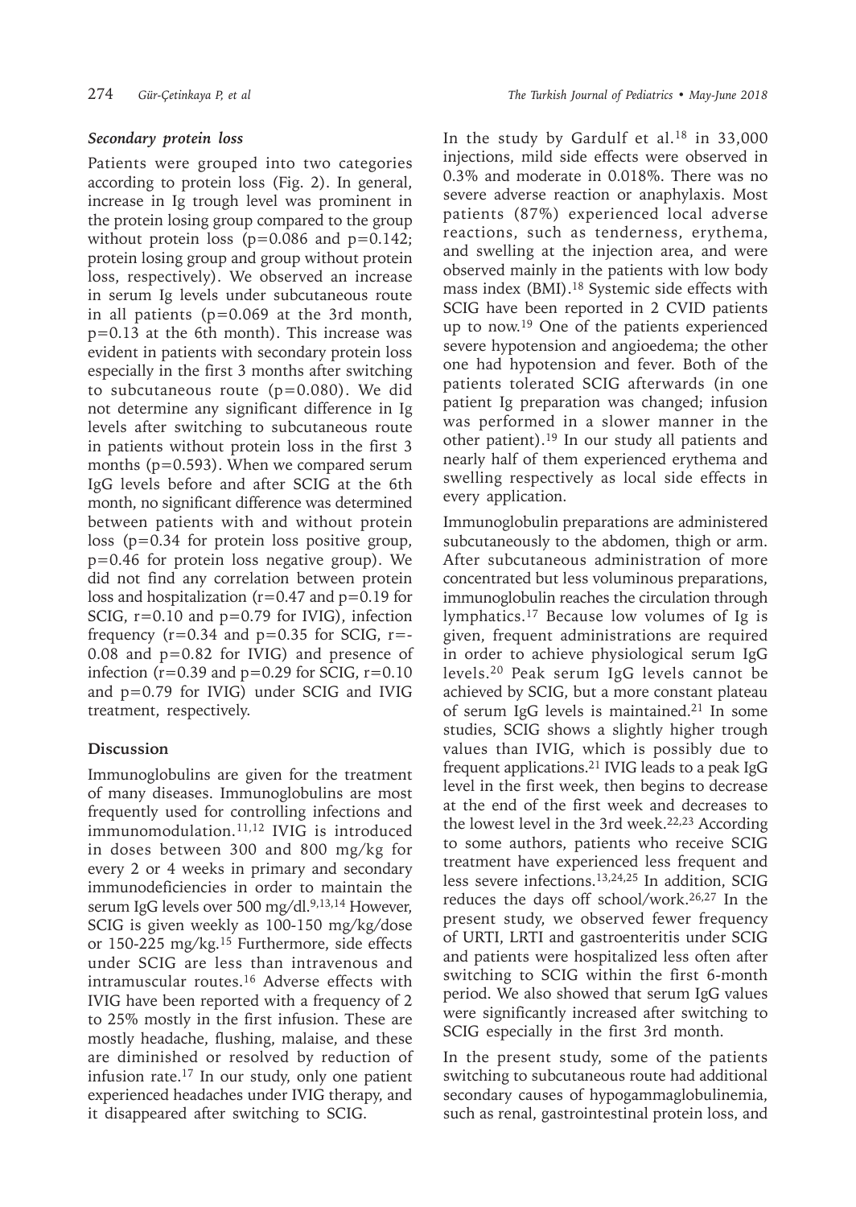### *Secondary protein loss*

Patients were grouped into two categories according to protein loss (Fig. 2). In general, increase in Ig trough level was prominent in the protein losing group compared to the group without protein loss ($p=0.086$ and $p=0.142$; protein losing group and group without protein loss, respectively). We observed an increase in serum Ig levels under subcutaneous route in all patients ($p=0.069$ at the 3rd month, $p=0.13$ at the 6th month). This increase was evident in patients with secondary protein loss especially in the first 3 months after switching to subcutaneous route ($p=0.080$). We did not determine any significant difference in Ig levels after switching to subcutaneous route in patients without protein loss in the first 3 months ($p=0.593$). When we compared serum IgG levels before and after SCIG at the 6th month, no significant difference was determined between patients with and without protein loss ($p=0.34$ for protein loss positive group, $p=0.46$ for protein loss negative group). We did not find any correlation between protein loss and hospitalization ($r=0.47$ and $p=0.19$ for SCIG, $r=0.10$ and $p=0.79$ for IVIG), infection frequency ($r=0.34$ and $p=0.35$ for SCIG, $r=-0.08$ and $p=0.82$ for IVIG) and presence of infection ($r=0.39$ and $p=0.29$ for SCIG, $r=0.10$ and $p=0.79$ for IVIG) under SCIG and IVIG treatment, respectively.

## Discussion

Immunoglobulins are given for the treatment of many diseases. Immunoglobulins are most frequently used for controlling infections and immunomodulation.[11,12] IVIG is introduced in doses between 300 and 800 mg/kg for every 2 or 4 weeks in primary and secondary immunodeficiencies in order to maintain the serum IgG levels over 500 mg/dl.[9,13,14] However, SCIG is given weekly as 100-150 mg/kg/dose or 150-225 mg/kg.[15] Furthermore, side effects under SCIG are less than intravenous and intramuscular routes.[16] Adverse effects with IVIG have been reported with a frequency of 2 to 25% mostly in the first infusion. These are mostly headache, flushing, malaise, and these are diminished or resolved by reduction of infusion rate.[17] In our study, only one patient experienced headaches under IVIG therapy, and it disappeared after switching to SCIG.

In the study by Gardulf et al.[18] in 33,000 injections, mild side effects were observed in 0.3% and moderate in 0.018%. There was no severe adverse reaction or anaphylaxis. Most patients (87%) experienced local adverse reactions, such as tenderness, erythema, and swelling at the injection area, and were observed mainly in the patients with low body mass index (BMI).[18] Systemic side effects with SCIG have been reported in 2 CVID patients up to now.[19] One of the patients experienced severe hypotension and angioedema; the other one had hypotension and fever. Both of the patients tolerated SCIG afterwards (in one patient Ig preparation was changed; infusion was performed in a slower manner in the other patient).[19] In our study all patients and nearly half of them experienced erythema and swelling respectively as local side effects in every application.

Immunoglobulin preparations are administered subcutaneously to the abdomen, thigh or arm. After subcutaneous administration of more concentrated but less voluminous preparations, immunoglobulin reaches the circulation through lymphatics.[17] Because low volumes of Ig is given, frequent administrations are required in order to achieve physiological serum IgG levels.[20] Peak serum IgG levels cannot be achieved by SCIG, but a more constant plateau of serum IgG levels is maintained.[21] In some studies, SCIG shows a slightly higher trough values than IVIG, which is possibly due to frequent applications.[21] IVIG leads to a peak IgG level in the first week, then begins to decrease at the end of the first week and decreases to the lowest level in the 3rd week.[22,23] According to some authors, patients who receive SCIG treatment have experienced less frequent and less severe infections.[13,24,25] In addition, SCIG reduces the days off school/work.[26,27] In the present study, we observed fewer frequency of URTI, LRTI and gastroenteritis under SCIG and patients were hospitalized less often after switching to SCIG within the first 6-month period. We also showed that serum IgG values were significantly increased after switching to SCIG especially in the first 3rd month.

In the present study, some of the patients switching to subcutaneous route had additional secondary causes of hypogammaglobulinemia, such as renal, gastrointestinal protein loss, and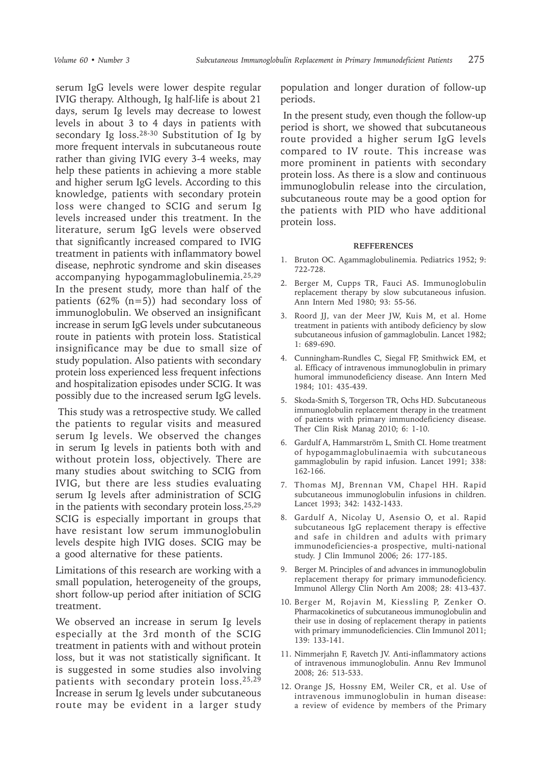serum IgG levels were lower despite regular IVIG therapy. Although, Ig half-life is about 21 days, serum Ig levels may decrease to lowest levels in about 3 to 4 days in patients with secondary Ig loss.[28-30] Substitution of Ig by more frequent intervals in subcutaneous route rather than giving IVIG every 3-4 weeks, may help these patients in achieving a more stable and higher serum IgG levels. According to this knowledge, patients with secondary protein loss were changed to SCIG and serum Ig levels increased under this treatment. In the literature, serum IgG levels were observed that significantly increased compared to IVIG treatment in patients with inflammatory bowel disease, nephrotic syndrome and skin diseases accompanying hypogammaglobulinemia.[25,29] In the present study, more than half of the patients (62% (n=5)) had secondary loss of immunoglobulin. We observed an insignificant increase in serum IgG levels under subcutaneous route in patients with protein loss. Statistical insignificance may be due to small size of study population. Also patients with secondary protein loss experienced less frequent infections and hospitalization episodes under SCIG. It was possibly due to the increased serum IgG levels.

This study was a retrospective study. We called the patients to regular visits and measured serum Ig levels. We observed the changes in serum Ig levels in patients both with and without protein loss, objectively. There are many studies about switching to SCIG from IVIG, but there are less studies evaluating serum Ig levels after administration of SCIG in the patients with secondary protein loss.[25,29] SCIG is especially important in groups that have resistant low serum immunoglobulin levels despite high IVIG doses. SCIG may be a good alternative for these patients.

Limitations of this research are working with a small population, heterogeneity of the groups, short follow-up period after initiation of SCIG treatment.

We observed an increase in serum Ig levels especially at the 3rd month of the SCIG treatment in patients with and without protein loss, but it was not statistically significant. It is suggested in some studies also involving patients with secondary protein loss.[25,29] Increase in serum Ig levels under subcutaneous route may be evident in a larger study population and longer duration of follow-up periods.

In the present study, even though the follow-up period is short, we showed that subcutaneous route provided a higher serum IgG levels compared to IV route. This increase was more prominent in patients with secondary protein loss. As there is a slow and continuous immunoglobulin release into the circulation, subcutaneous route may be a good option for the patients with PID who have additional protein loss.

## REFFERENCES

1. Bruton OC. Agammaglobulinemia. Pediatrics 1952; 9: 722-728.
2. Berger M, Cupps TR, Fauci AS. Immunoglobulin replacement therapy by slow subcutaneous infusion. Ann Intern Med 1980; 93: 55-56.
3. Roord JJ, van der Meer JW, Kuis M, et al. Home treatment in patients with antibody deficiency by slow subcutaneous infusion of gammaglobulin. Lancet 1982; 1: 689-690.
4. Cunningham-Rundles C, Siegal FP, Smithwick EM, et al. Efficacy of intravenous immunoglobulin in primary humoral immunodeficiency disease. Ann Intern Med 1984; 101: 435-439.
5. Skoda-Smith S, Torgerson TR, Ochs HD. Subcutaneous immunoglobulin replacement therapy in the treatment of patients with primary immunodeficiency disease. Ther Clin Risk Manag 2010; 6: 1-10.
6. Gardulf A, Hammarström L, Smith CI. Home treatment of hypogammaglobulinaemia with subcutaneous gammaglobulin by rapid infusion. Lancet 1991; 338: 162-166.
7. Thomas MJ, Brennan VM, Chapel HH. Rapid subcutaneous immunoglobulin infusions in children. Lancet 1993; 342: 1432-1433.
8. Gardulf A, Nicolay U, Asensio O, et al. Rapid subcutaneous IgG replacement therapy is effective and safe in children and adults with primary immunodeficiencies-a prospective, multi-national study. J Clin Immunol 2006; 26: 177-185.
9. Berger M. Principles of and advances in immunoglobulin replacement therapy for primary immunodeficiency. Immunol Allergy Clin North Am 2008; 28: 413-437.
10. Berger M, Rojavin M, Kiessling P, Zenker O. Pharmacokinetics of subcutaneous immunoglobulin and their use in dosing of replacement therapy in patients with primary immunodeficiencies. Clin Immunol 2011; 139: 133-141.
11. Nimmerjahn F, Ravetch JV. Anti-inflammatory actions of intravenous immunoglobulin. Annu Rev Immunol 2008; 26: 513-533.
12. Orange JS, Hossny EM, Weiler CR, et al. Use of intravenous immunoglobulin in human disease: a review of evidence by members of the Primary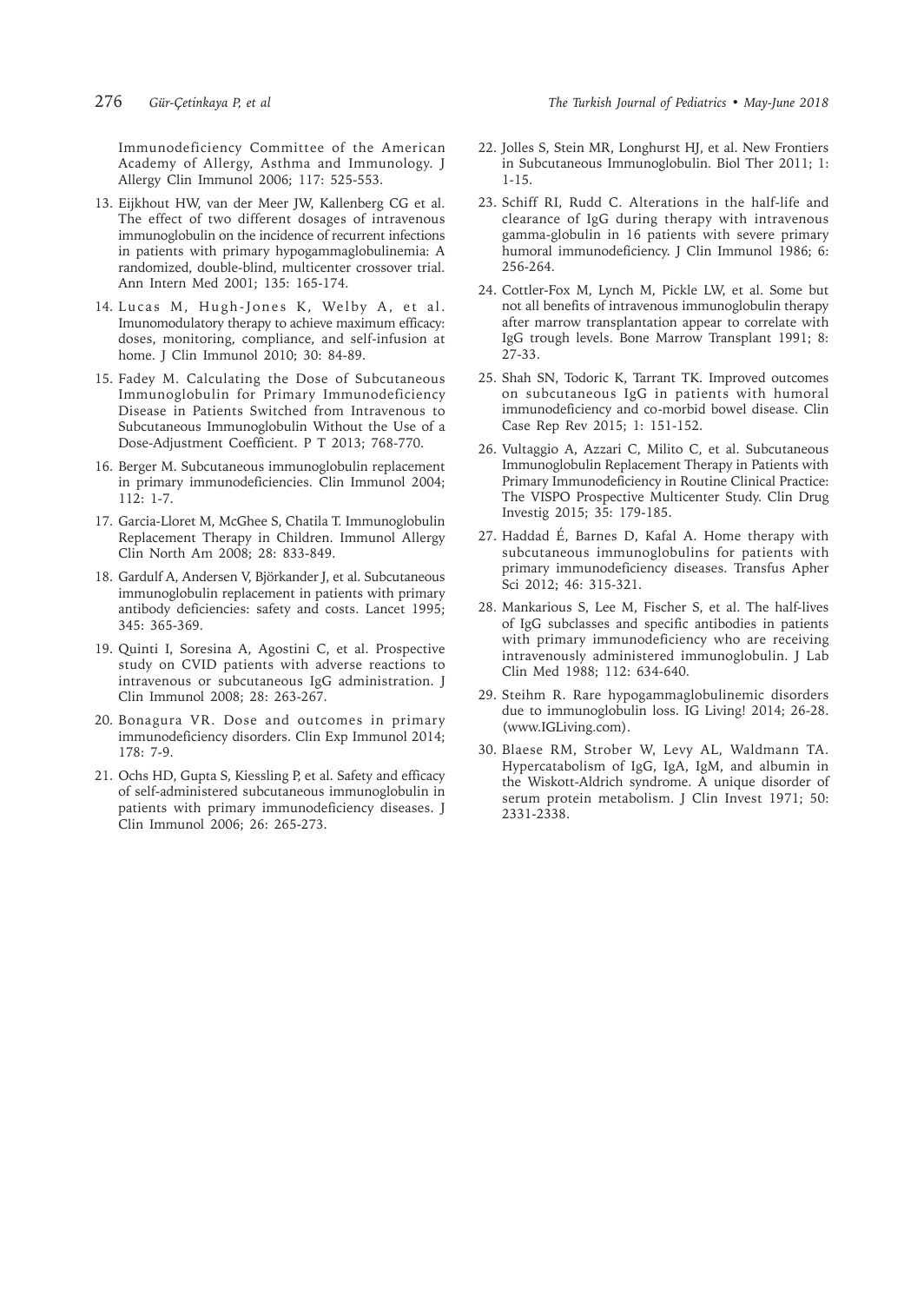Immunodeficiency Committee of the American Academy of Allergy, Asthma and Immunology. J Allergy Clin Immunol 2006; 117: 525-553.

13. Eijkhout HW, van der Meer JW, Kallenberg CG et al. The effect of two different dosages of intravenous immunoglobulin on the incidence of recurrent infections in patients with primary hypogammaglobulinemia: A randomized, double-blind, multicenter crossover trial. Ann Intern Med 2001; 135: 165-174.
14. Lucas M, Hugh-Jones K, Welby A, et al. Imunomodulatory therapy to achieve maximum efficacy: doses, monitoring, compliance, and self-infusion at home. J Clin Immunol 2010; 30: 84-89.
15. Fadey M. Calculating the Dose of Subcutaneous Immunoglobulin for Primary Immunodeficiency Disease in Patients Switched from Intravenous to Subcutaneous Immunoglobulin Without the Use of a Dose-Adjustment Coefficient. P T 2013; 768-770.
16. Berger M. Subcutaneous immunoglobulin replacement in primary immunodeficiencies. Clin Immunol 2004; 112: 1-7.
17. Garcia-Lloret M, McGhee S, Chatila T. Immunoglobulin Replacement Therapy in Children. Immunol Allergy Clin North Am 2008; 28: 833-849.
18. Gardulf A, Andersen V, Björkander J, et al. Subcutaneous immunoglobulin replacement in patients with primary antibody deficiencies: safety and costs. Lancet 1995; 345: 365-369.
19. Quinti I, Soresina A, Agostini C, et al. Prospective study on CVID patients with adverse reactions to intravenous or subcutaneous IgG administration. J Clin Immunol 2008; 28: 263-267.
20. Bonagura VR. Dose and outcomes in primary immunodeficiency disorders. Clin Exp Immunol 2014; 178: 7-9.
21. Ochs HD, Gupta S, Kiessling P, et al. Safety and efficacy of self-administered subcutaneous immunoglobulin in patients with primary immunodeficiency diseases. J Clin Immunol 2006; 26: 265-273.
22. Jolles S, Stein MR, Longhurst HJ, et al. New Frontiers in Subcutaneous Immunoglobulin. Biol Ther 2011; 1: 1-15.
23. Schiff RI, Rudd C. Alterations in the half-life and clearance of IgG during therapy with intravenous gamma-globulin in 16 patients with severe primary humoral immunodeficiency. J Clin Immunol 1986; 6: 256-264.
24. Cottler-Fox M, Lynch M, Pickle LW, et al. Some but not all benefits of intravenous immunoglobulin therapy after marrow transplantation appear to correlate with IgG trough levels. Bone Marrow Transplant 1991; 8: 27-33.
25. Shah SN, Todoric K, Tarrant TK. Improved outcomes on subcutaneous IgG in patients with humoral immunodeficiency and co-morbid bowel disease. Clin Case Rep Rev 2015; 1: 151-152.
26. Vultaggio A, Azzari C, Milito C, et al. Subcutaneous Immunoglobulin Replacement Therapy in Patients with Primary Immunodeficiency in Routine Clinical Practice: The VISPO Prospective Multicenter Study. Clin Drug Investig 2015; 35: 179-185.
27. Haddad É, Barnes D, Kafal A. Home therapy with subcutaneous immunoglobulins for patients with primary immunodeficiency diseases. Transfus Apher Sci 2012; 46: 315-321.
28. Mankarious S, Lee M, Fischer S, et al. The half-lives of IgG subclasses and specific antibodies in patients with primary immunodeficiency who are receiving intravenously administered immunoglobulin. J Lab Clin Med 1988; 112: 634-640.
29. Steihm R. Rare hypogammaglobulinemic disorders due to immunoglobulin loss. IG Living! 2014; 26-28. (www.IGLiving.com).
30. Blaese RM, Strober W, Levy AL, Waldmann TA. Hypercatabolism of IgG, IgA, IgM, and albumin in the Wiskott-Aldrich syndrome. A unique disorder of serum protein metabolism. J Clin Invest 1971; 50: 2331-2338.